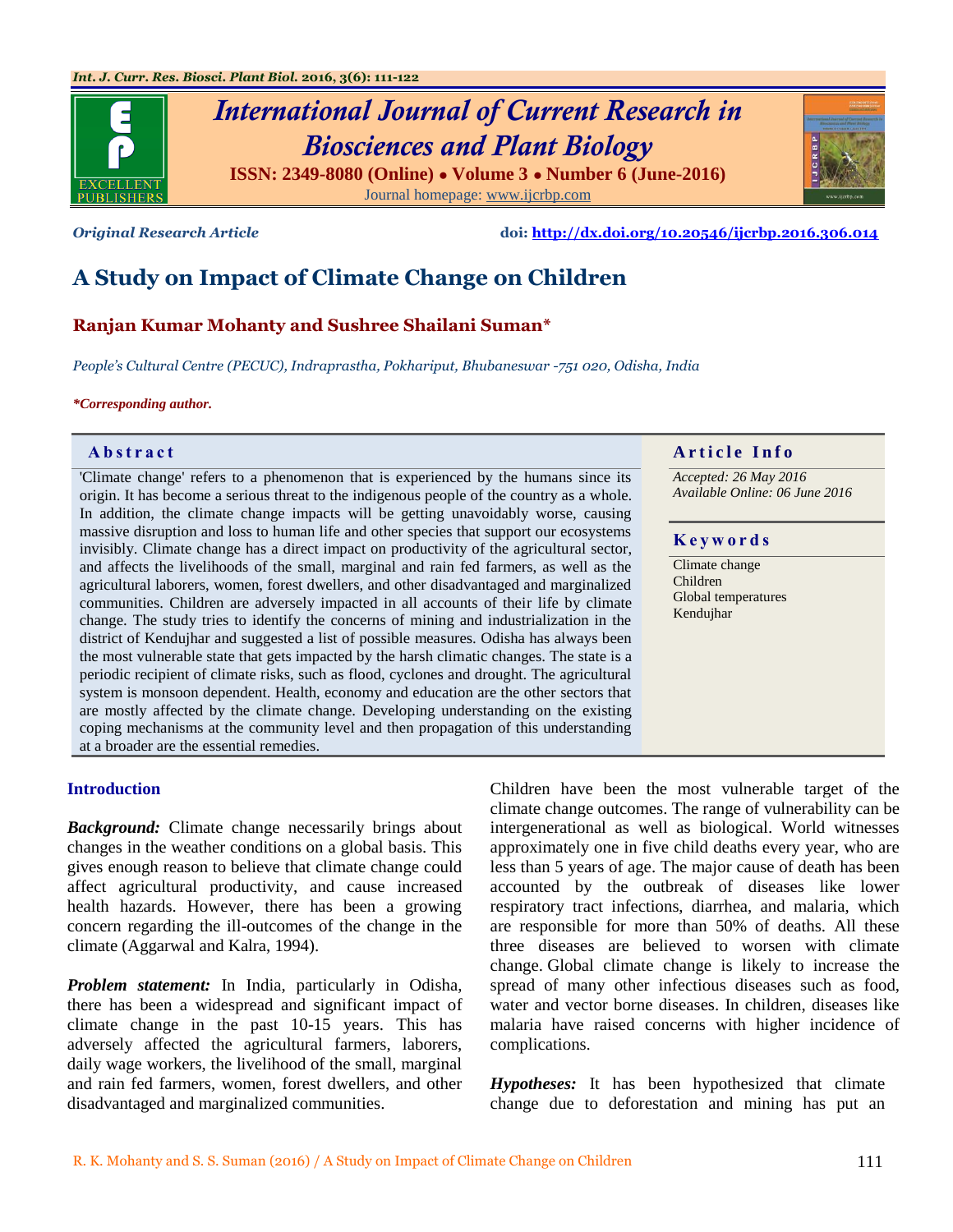*Original Research Article* **doi: http://dx.doi.org/10.20546/ijcrbp.2016.306.014**

# A Study on Impact of Climate Change on Children

**Ranjan Kumar Mohanty and Sushree Shailani Suman***

*People's Cultural Centre (PECUC), Indraprastha, Pokhariput, Bhubaneswar -751 020, Odisha, India*

****Corresponding author.***

## Abstract

'Climate change' refers to a phenomenon that is experienced by the humans since its origin. It has become a serious threat to the indigenous people of the country as a whole. In addition, the climate change impacts will be getting unavoidably worse, causing massive disruption and loss to human life and other species that support our ecosystems invisibly. Climate change has a direct impact on productivity of the agricultural sector, and affects the livelihoods of the small, marginal and rain fed farmers, as well as the agricultural laborers, women, forest dwellers, and other disadvantaged and marginalized communities. Children are adversely impacted in all accounts of their life by climate change. The study tries to identify the concerns of mining and industrialization in the district of Kendujhar and suggested a list of possible measures. Odisha has always been the most vulnerable state that gets impacted by the harsh climatic changes. The state is a periodic recipient of climate risks, such as flood, cyclones and drought. The agricultural system is monsoon dependent. Health, economy and education are the other sectors that are mostly affected by the climate change. Developing understanding on the existing coping mechanisms at the community level and then propagation of this understanding at a broader are the essential remedies.

## Article Info

*Accepted: 26 May 2016*
*Available Online: 06 June 2016*

## Keywords

Climate change
Children
Global temperatures
Kendujhar

## Introduction

***Background:*** Climate change necessarily brings about changes in the weather conditions on a global basis. This gives enough reason to believe that climate change could affect agricultural productivity, and cause increased health hazards. However, there has been a growing concern regarding the ill-outcomes of the change in the climate (Aggarwal and Kalra, 1994).

***Problem statement:*** In India, particularly in Odisha, there has been a widespread and significant impact of climate change in the past 10-15 years. This has adversely affected the agricultural farmers, laborers, daily wage workers, the livelihood of the small, marginal and rain fed farmers, women, forest dwellers, and other disadvantaged and marginalized communities.

Children have been the most vulnerable target of the climate change outcomes. The range of vulnerability can be intergenerational as well as biological. World witnesses approximately one in five child deaths every year, who are less than 5 years of age. The major cause of death has been accounted by the outbreak of diseases like lower respiratory tract infections, diarrhea, and malaria, which are responsible for more than 50% of deaths. All these three diseases are believed to worsen with climate change. Global climate change is likely to increase the spread of many other infectious diseases such as food, water and vector borne diseases. In children, diseases like malaria have raised concerns with higher incidence of complications.

***Hypotheses:*** It has been hypothesized that climate change due to deforestation and mining has put an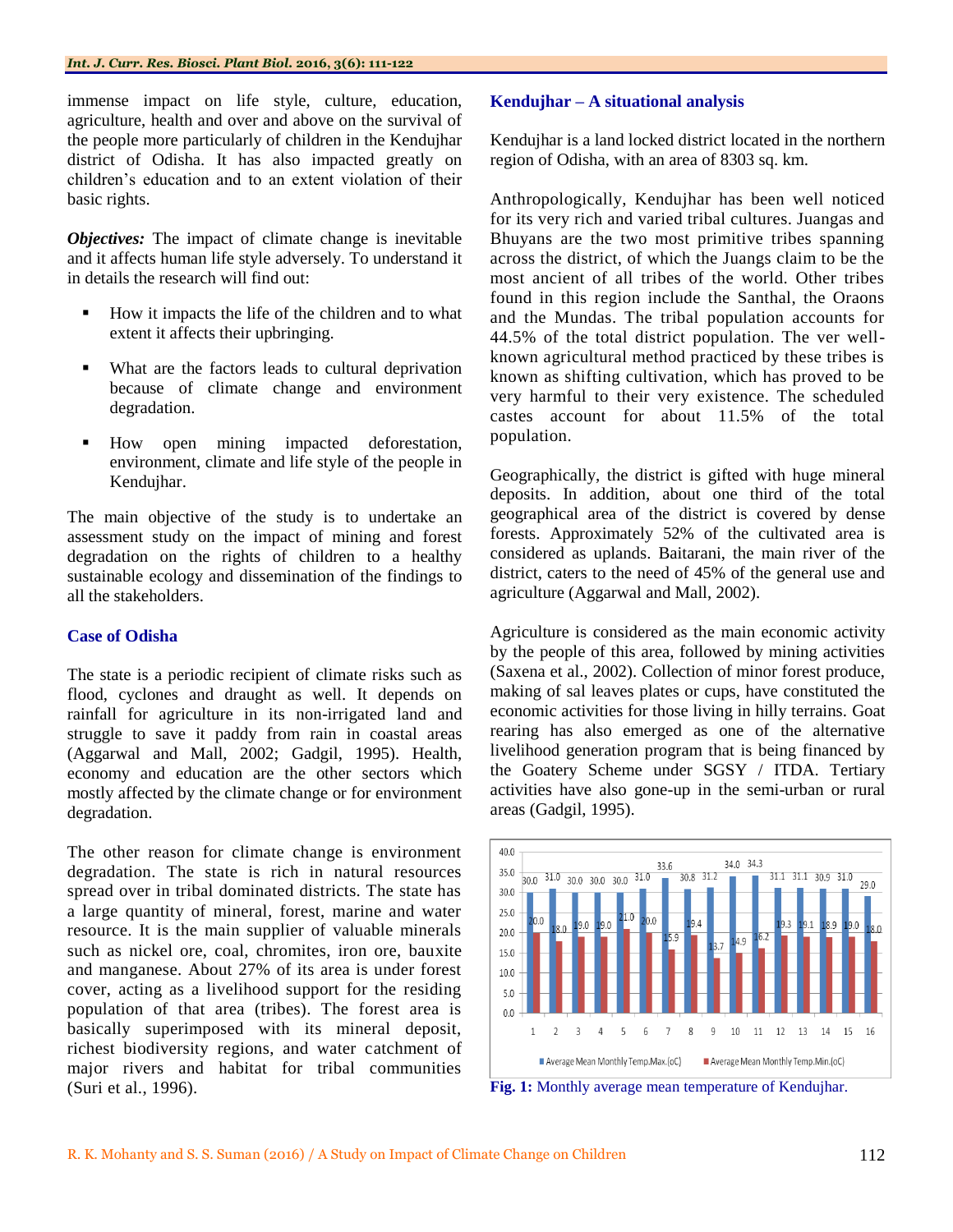immense impact on life style, culture, education, agriculture, health and over and above on the survival of the people more particularly of children in the Kendujhar district of Odisha. It has also impacted greatly on children's education and to an extent violation of their basic rights.

***Objectives:*** The impact of climate change is inevitable and it affects human life style adversely. To understand it in details the research will find out:

- How it impacts the life of the children and to what extent it affects their upbringing.
- What are the factors leads to cultural deprivation because of climate change and environment degradation.
- How open mining impacted deforestation, environment, climate and life style of the people in Kendujhar.

The main objective of the study is to undertake an assessment study on the impact of mining and forest degradation on the rights of children to a healthy sustainable ecology and dissemination of the findings to all the stakeholders.

## Case of Odisha

The state is a periodic recipient of climate risks such as flood, cyclones and draught as well. It depends on rainfall for agriculture in its non-irrigated land and struggle to save it paddy from rain in coastal areas (Aggarwal and Mall, 2002; Gadgil, 1995). Health, economy and education are the other sectors which mostly affected by the climate change or for environment degradation.

The other reason for climate change is environment degradation. The state is rich in natural resources spread over in tribal dominated districts. The state has a large quantity of mineral, forest, marine and water resource. It is the main supplier of valuable minerals such as nickel ore, coal, chromites, iron ore, bauxite and manganese. About 27% of its area is under forest cover, acting as a livelihood support for the residing population of that area (tribes). The forest area is basically superimposed with its mineral deposit, richest biodiversity regions, and water catchment of major rivers and habitat for tribal communities (Suri et al., 1996).

## Kendujhar – A situational analysis

Kendujhar is a land locked district located in the northern region of Odisha, with an area of 8303 sq. km.

Anthropologically, Kendujhar has been well noticed for its very rich and varied tribal cultures. Juangas and Bhuyans are the two most primitive tribes spanning across the district, of which the Juangs claim to be the most ancient of all tribes of the world. Other tribes found in this region include the Santhal, the Oraons and the Mundas. The tribal population accounts for 44.5% of the total district population. The ver well-known agricultural method practiced by these tribes is known as shifting cultivation, which has proved to be very harmful to their very existence. The scheduled castes account for about 11.5% of the total population.

Geographically, the district is gifted with huge mineral deposits. In addition, about one third of the total geographical area of the district is covered by dense forests. Approximately 52% of the cultivated area is considered as uplands. Baitarani, the main river of the district, caters to the need of 45% of the general use and agriculture (Aggarwal and Mall, 2002).

Agriculture is considered as the main economic activity by the people of this area, followed by mining activities (Saxena et al., 2002). Collection of minor forest produce, making of sal leaves plates or cups, have constituted the economic activities for those living in hilly terrains. Goat rearing has also emerged as one of the alternative livelihood generation program that is being financed by the Goatery Scheme under SGSY / ITDA. Tertiary activities have also gone-up in the semi-urban or rural areas (Gadgil, 1995).

| | 1 | 2 | 3 | 4 | 5 | 6 | 7 | 8 | 9 | 10 | 11 | 12 | 13 | 14 | 15 | 16 |
|---|---|---|---|---|---|---|---|---|---|---|---|---|---|---|---|---|
| Average Mean Monthly Temp.Max.(oC) | 30.0 | 31.0 | 30.0 | 30.0 | 30.0 | 31.0 | 33.6 | 30.8 | 31.2 | 34.0 | 34.3 | 31.1 | 31.1 | 30.9 | 31.0 | 29.0 |
| Average Mean Monthly Temp.Min.(oC) | 20.0 | 18.0 | 19.0 | 19.0 | 21.0 | 20.0 | 15.9 | 19.4 | 13.7 | 14.9 | 16.2 | 19.3 | 19.1 | 18.9 | 19.0 | 18.0 |

**Fig. 1:** Monthly average mean temperature of Kendujhar.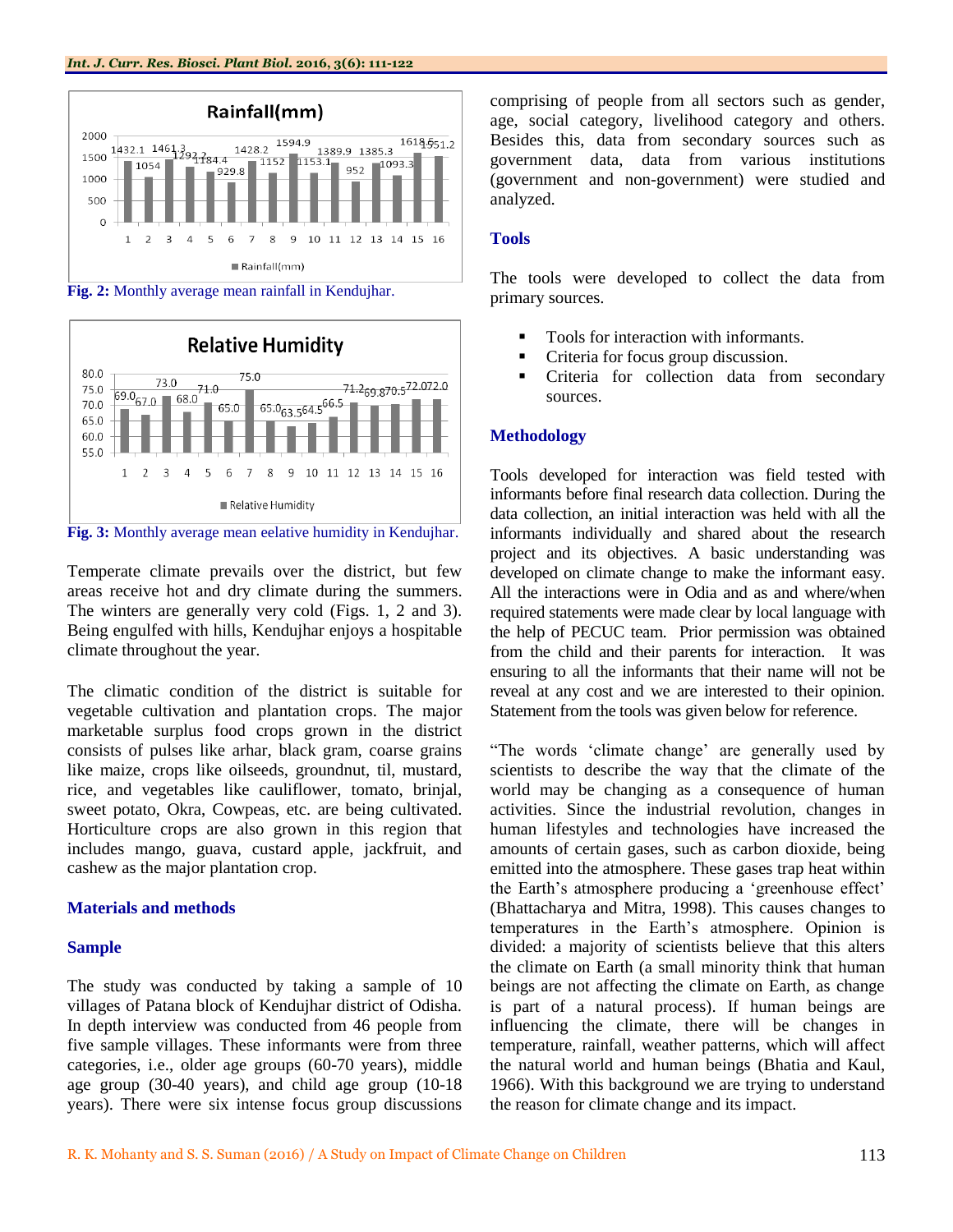Fig. 2: Monthly average mean rainfall in Kendujhar.

Fig. 3: Monthly average mean eelative humidity in Kendujhar.

Temperate climate prevails over the district, but few areas receive hot and dry climate during the summers. The winters are generally very cold (Figs. 1, 2 and 3). Being engulfed with hills, Kendujhar enjoys a hospitable climate throughout the year.

The climatic condition of the district is suitable for vegetable cultivation and plantation crops. The major marketable surplus food crops grown in the district consists of pulses like arhar, black gram, coarse grains like maize, crops like oilseeds, groundnut, til, mustard, rice, and vegetables like cauliflower, tomato, brinjal, sweet potato, Okra, Cowpeas, etc. are being cultivated. Horticulture crops are also grown in this region that includes mango, guava, custard apple, jackfruit, and cashew as the major plantation crop.

## Materials and methods

### Sample

The study was conducted by taking a sample of 10 villages of Patana block of Kendujhar district of Odisha. In depth interview was conducted from 46 people from five sample villages. These informants were from three categories, i.e., older age groups (60-70 years), middle age group (30-40 years), and child age group (10-18 years). There were six intense focus group discussions comprising of people from all sectors such as gender, age, social category, livelihood category and others. Besides this, data from secondary sources such as government data, data from various institutions (government and non-government) were studied and analyzed.

### Tools

The tools were developed to collect the data from primary sources.

- Tools for interaction with informants.
- Criteria for focus group discussion.
- Criteria for collection data from secondary sources.

### Methodology

Tools developed for interaction was field tested with informants before final research data collection. During the data collection, an initial interaction was held with all the informants individually and shared about the research project and its objectives. A basic understanding was developed on climate change to make the informant easy. All the interactions were in Odia and as and where/when required statements were made clear by local language with the help of PECUC team. Prior permission was obtained from the child and their parents for interaction. It was ensuring to all the informants that their name will not be reveal at any cost and we are interested to their opinion. Statement from the tools was given below for reference.

"The words 'climate change' are generally used by scientists to describe the way that the climate of the world may be changing as a consequence of human activities. Since the industrial revolution, changes in human lifestyles and technologies have increased the amounts of certain gases, such as carbon dioxide, being emitted into the atmosphere. These gases trap heat within the Earth's atmosphere producing a 'greenhouse effect' (Bhattacharya and Mitra, 1998). This causes changes to temperatures in the Earth's atmosphere. Opinion is divided: a majority of scientists believe that this alters the climate on Earth (a small minority think that human beings are not affecting the climate on Earth, as change is part of a natural process). If human beings are influencing the climate, there will be changes in temperature, rainfall, weather patterns, which will affect the natural world and human beings (Bhatia and Kaul, 1966). With this background we are trying to understand the reason for climate change and its impact.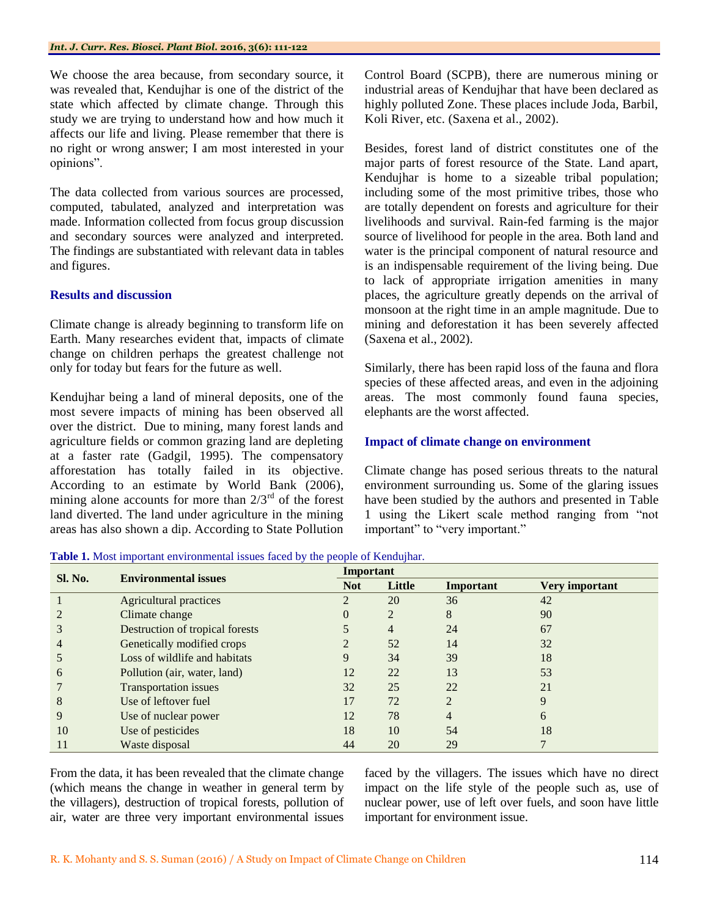We choose the area because, from secondary source, it was revealed that, Kendujhar is one of the district of the state which affected by climate change. Through this study we are trying to understand how and how much it affects our life and living. Please remember that there is no right or wrong answer; I am most interested in your opinions".

The data collected from various sources are processed, computed, tabulated, analyzed and interpretation was made. Information collected from focus group discussion and secondary sources were analyzed and interpreted. The findings are substantiated with relevant data in tables and figures.

## Results and discussion

Climate change is already beginning to transform life on Earth. Many researches evident that, impacts of climate change on children perhaps the greatest challenge not only for today but fears for the future as well.

Kendujhar being a land of mineral deposits, one of the most severe impacts of mining has been observed all over the district. Due to mining, many forest lands and agriculture fields or common grazing land are depleting at a faster rate (Gadgil, 1995). The compensatory afforestation has totally failed in its objective. According to an estimate by World Bank (2006), mining alone accounts for more than 2/3rd of the forest land diverted. The land under agriculture in the mining areas has also shown a dip. According to State Pollution Control Board (SCPB), there are numerous mining or industrial areas of Kendujhar that have been declared as highly polluted Zone. These places include Joda, Barbil, Koli River, etc. (Saxena et al., 2002).

Besides, forest land of district constitutes one of the major parts of forest resource of the State. Land apart, Kendujhar is home to a sizeable tribal population; including some of the most primitive tribes, those who are totally dependent on forests and agriculture for their livelihoods and survival. Rain-fed farming is the major source of livelihood for people in the area. Both land and water is the principal component of natural resource and is an indispensable requirement of the living being. Due to lack of appropriate irrigation amenities in many places, the agriculture greatly depends on the arrival of monsoon at the right time in an ample magnitude. Due to mining and deforestation it has been severely affected (Saxena et al., 2002).

Similarly, there has been rapid loss of the fauna and flora species of these affected areas, and even in the adjoining areas. The most commonly found fauna species, elephants are the worst affected.

### Impact of climate change on environment

Climate change has posed serious threats to the natural environment surrounding us. Some of the glaring issues have been studied by the authors and presented in Table 1 using the Likert scale method ranging from "not important" to "very important."

**Table 1.** Most important environmental issues faced by the people of Kendujhar.

| Sl. No. | Environmental issues | Important | | | |
|---|---|---|---|---|---|
| | | Not | Little | Important | Very important |
| 1 | Agricultural practices | 2 | 20 | 36 | 42 |
| 2 | Climate change | 0 | 2 | 8 | 90 |
| 3 | Destruction of tropical forests | 5 | 4 | 24 | 67 |
| 4 | Genetically modified crops | 2 | 52 | 14 | 32 |
| 5 | Loss of wildlife and habitats | 9 | 34 | 39 | 18 |
| 6 | Pollution (air, water, land) | 12 | 22 | 13 | 53 |
| 7 | Transportation issues | 32 | 25 | 22 | 21 |
| 8 | Use of leftover fuel | 17 | 72 | 2 | 9 |
| 9 | Use of nuclear power | 12 | 78 | 4 | 6 |
| 10 | Use of pesticides | 18 | 10 | 54 | 18 |
| 11 | Waste disposal | 44 | 20 | 29 | 7 |

From the data, it has been revealed that the climate change (which means the change in weather in general term by the villagers), destruction of tropical forests, pollution of air, water are three very important environmental issues faced by the villagers. The issues which have no direct impact on the life style of the people such as, use of nuclear power, use of left over fuels, and soon have little important for environment issue.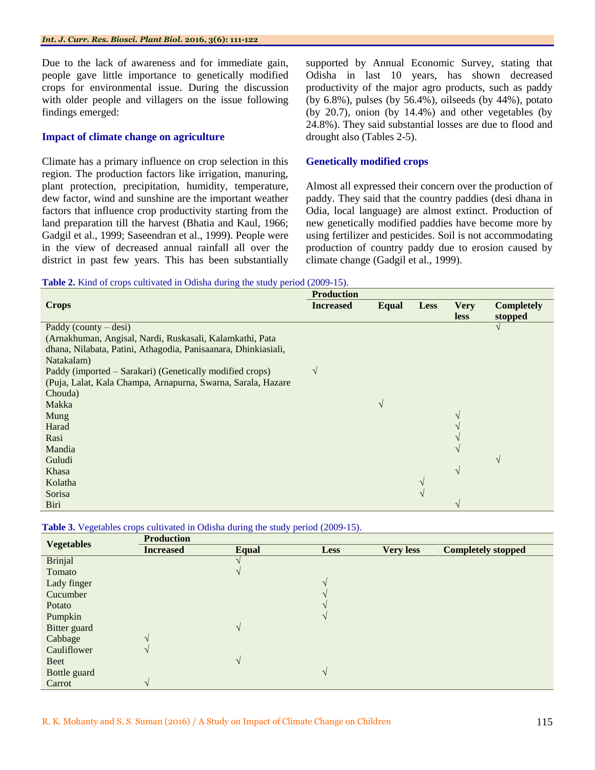Due to the lack of awareness and for immediate gain, people gave little importance to genetically modified crops for environmental issue. During the discussion with older people and villagers on the issue following findings emerged:

### Impact of climate change on agriculture

Climate has a primary influence on crop selection in this region. The production factors like irrigation, manuring, plant protection, precipitation, humidity, temperature, dew factor, wind and sunshine are the important weather factors that influence crop productivity starting from the land preparation till the harvest (Bhatia and Kaul, 1966; Gadgil et al., 1999; Saseendran et al., 1999). People were in the view of decreased annual rainfall all over the district in past few years. This has been substantially supported by Annual Economic Survey, stating that Odisha in last 10 years, has shown decreased productivity of the major agro products, such as paddy (by 6.8%), pulses (by 56.4%), oilseeds (by 44%), potato (by 20.7), onion (by 14.4%) and other vegetables (by 24.8%). They said substantial losses are due to flood and drought also (Tables 2-5).

### Genetically modified crops

Almost all expressed their concern over the production of paddy. They said that the country paddies (desi dhana in Odia, local language) are almost extinct. Production of new genetically modified paddies have become more by using fertilizer and pesticides. Soil is not accommodating production of country paddy due to erosion caused by climate change (Gadgil et al., 1999).

**Table 2.** Kind of crops cultivated in Odisha during the study period (2009-15).

| Crops | Production | | | | |
|---|---|---|---|---|---|
| | Increased | Equal | Less | Very less | Completely stopped |
| Paddy (county – desi) (Arnakhuman, Angisal, Nardi, Ruskasali, Kalamkathi, Pata dhana, Nilabata, Patini, Athagodia, Panisaanara, Dhinkiasiali, Natakalam) | | | | | √ |
| Paddy (imported – Sarakari) (Genetically modified crops) (Puja, Lalat, Kala Champa, Arnapurna, Swarna, Sarala, Hazare Chouda) | √ | | | | |
| Makka | | √ | | | |
| Mung | | | | √ | |
| Harad | | | | √ | |
| Rasi | | | | √ | |
| Mandia | | | | √ | |
| Guludi | | | | | √ |
| Khasa | | | | √ | |
| Kolatha | | | √ | | |
| Sorisa | | | √ | | |
| Biri | | | | √ | |

**Table 3.** Vegetables crops cultivated in Odisha during the study period (2009-15).

| Vegetables | Production | | | | |
|---|---|---|---|---|---|
| | Increased | Equal | Less | Very less | Completely stopped |
| Brinjal | | √ | | | |
| Tomato | | √ | | | |
| Lady finger | | | √ | | |
| Cucumber | | | √ | | |
| Potato | | | √ | | |
| Pumpkin | | | √ | | |
| Bitter guard | | √ | | | |
| Cabbage | √ | | | | |
| Cauliflower | √ | | | | |
| Beet | | √ | | | |
| Bottle guard | | | √ | | |
| Carrot | √ | | | | |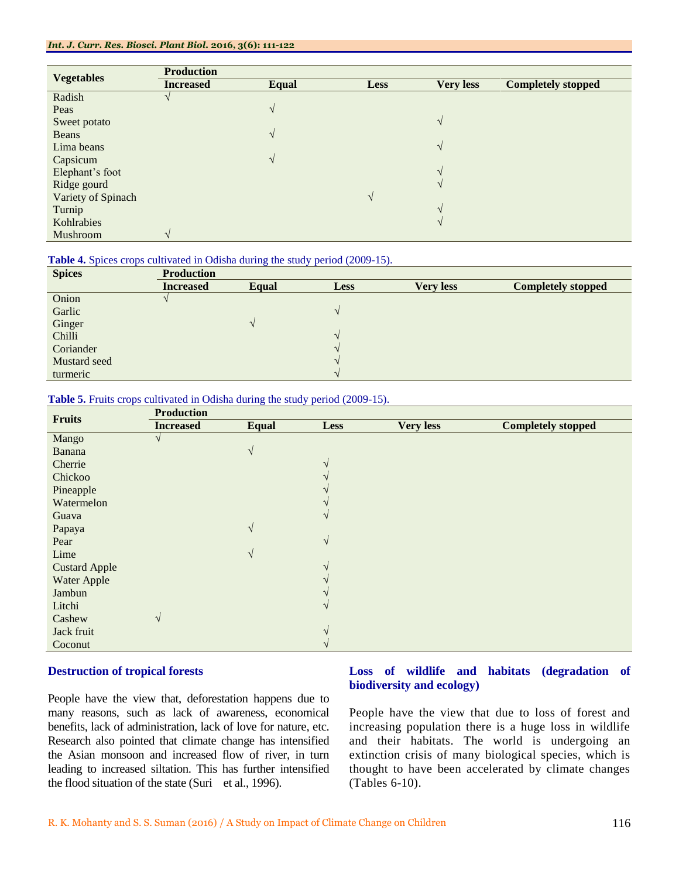| Vegetables | Production | | | | |
|---|---|---|---|---|---|
| | Increased | Equal | Less | Very less | Completely stopped |
| Radish | √ | | | | |
| Peas | | √ | | | |
| Sweet potato | | | | √ | |
| Beans | | √ | | | |
| Lima beans | | | | √ | |
| Capsicum | | √ | | | |
| Elephant's foot | | | | √ | |
| Ridge gourd | | | | √ | |
| Variety of Spinach | | | √ | | |
| Turnip | | | | √ | |
| Kohlrabies | | | | √ | |
| Mushroom | √ | | | | |

**Table 4.** Spices crops cultivated in Odisha during the study period (2009-15).

| Spices | Production | | | | |
|---|---|---|---|---|---|
| | Increased | Equal | Less | Very less | Completely stopped |
| Onion | √ | | | | |
| Garlic | | | √ | | |
| Ginger | | √ | | | |
| Chilli | | | √ | | |
| Coriander | | | √ | | |
| Mustard seed | | | √ | | |
| turmeric | | | √ | | |

**Table 5.** Fruits crops cultivated in Odisha during the study period (2009-15).

| Fruits | Production | | | | |
|---|---|---|---|---|---|
| | Increased | Equal | Less | Very less | Completely stopped |
| Mango | √ | | | | |
| Banana | | √ | | | |
| Cherrie | | | √ | | |
| Chickoo | | | √ | | |
| Pineapple | | | √ | | |
| Watermelon | | | √ | | |
| Guava | | | √ | | |
| Papaya | | √ | | | |
| Pear | | | √ | | |
| Lime | | √ | | | |
| Custard Apple | | | √ | | |
| Water Apple | | | √ | | |
| Jambun | | | √ | | |
| Litchi | | | √ | | |
| Cashew | √ | | | | |
| Jack fruit | | | √ | | |
| Coconut | | | √ | | |

### Destruction of tropical forests

People have the view that, deforestation happens due to many reasons, such as lack of awareness, economical benefits, lack of administration, lack of love for nature, etc. Research also pointed that climate change has intensified the Asian monsoon and increased flow of river, in turn leading to increased siltation. This has further intensified the flood situation of the state (Suri et al., 1996).

### Loss of wildlife and habitats (degradation of biodiversity and ecology)

People have the view that due to loss of forest and increasing population there is a huge loss in wildlife and their habitats. The world is undergoing an extinction crisis of many biological species, which is thought to have been accelerated by climate changes (Tables 6-10).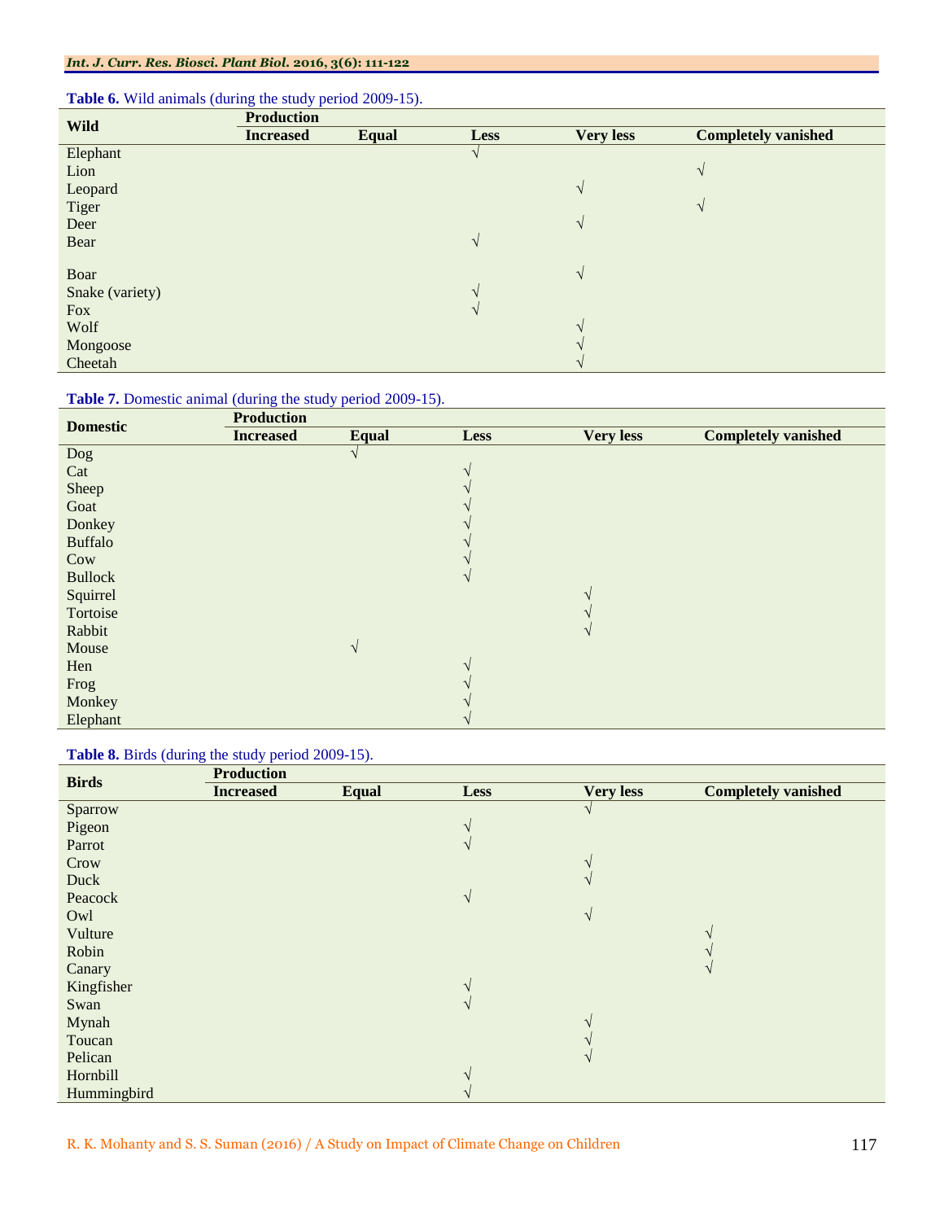**Table 6.** Wild animals (during the study period 2009-15).

| Wild | Production | | | | |
|---|---|---|---|---|---|
| | Increased | Equal | Less | Very less | Completely vanished |
| Elephant | | | √ | | |
| Lion | | | | | √ |
| Leopard | | | | √ | |
| Tiger | | | | | √ |
| Deer | | | | √ | |
| Bear | | | √ | | |
| Boar | | | | √ | |
| Snake (variety) | | | √ | | |
| Fox | | | √ | | |
| Wolf | | | | √ | |
| Mongoose | | | | √ | |
| Cheetah | | | | √ | |

**Table 7.** Domestic animal (during the study period 2009-15).

| Domestic | Production | | | | |
|---|---|---|---|---|---|
| | Increased | Equal | Less | Very less | Completely vanished |
| Dog | | √ | | | |
| Cat | | | √ | | |
| Sheep | | | √ | | |
| Goat | | | √ | | |
| Donkey | | | √ | | |
| Buffalo | | | √ | | |
| Cow | | | √ | | |
| Bullock | | | √ | | |
| Squirrel | | | | √ | |
| Tortoise | | | | √ | |
| Rabbit | | | | √ | |
| Mouse | | √ | | | |
| Hen | | | √ | | |
| Frog | | | √ | | |
| Monkey | | | √ | | |
| Elephant | | | √ | | |

**Table 8.** Birds (during the study period 2009-15).

| Birds | Production | | | | |
|---|---|---|---|---|---|
| | Increased | Equal | Less | Very less | Completely vanished |
| Sparrow | | | | √ | |
| Pigeon | | | √ | | |
| Parrot | | | √ | | |
| Crow | | | | √ | |
| Duck | | | | √ | |
| Peacock | | | √ | | |
| Owl | | | | √ | |
| Vulture | | | | | √ |
| Robin | | | | | √ |
| Canary | | | | | √ |
| Kingfisher | | | √ | | |
| Swan | | | √ | | |
| Mynah | | | | √ | |
| Toucan | | | | √ | |
| Pelican | | | | √ | |
| Hornbill | | | √ | | |
| Hummingbird | | | √ | | |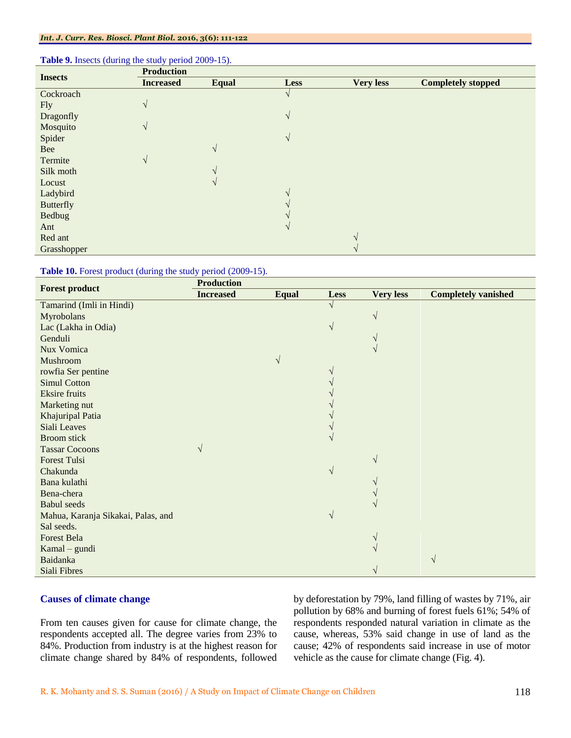**Table 9.** Insects (during the study period 2009-15).

| Insects | Production | | | | |
|---|---|---|---|---|---|
| | Increased | Equal | Less | Very less | Completely stopped |
| Cockroach | | | √ | | |
| Fly | √ | | | | |
| Dragonfly | | | √ | | |
| Mosquito | √ | | | | |
| Spider | | | √ | | |
| Bee | | √ | | | |
| Termite | √ | | | | |
| Silk moth | | √ | | | |
| Locust | | √ | | | |
| Ladybird | | | √ | | |
| Butterfly | | | √ | | |
| Bedbug | | | √ | | |
| Ant | | | √ | | |
| Red ant | | | | √ | |
| Grasshopper | | | | √ | |

**Table 10.** Forest product (during the study period (2009-15).

| Forest product | Production | | | | |
|---|---|---|---|---|---|
| | Increased | Equal | Less | Very less | Completely vanished |
| Tamarind (Imli in Hindi) | | | √ | | |
| Myrobolans | | | | √ | |
| Lac (Lakha in Odia) | | | √ | | |
| Genduli | | | | √ | |
| Nux Vomica | | | | √ | |
| Mushroom | | √ | | | |
| rowfia Ser pentine | | | √ | | |
| Simul Cotton | | | √ | | |
| Eksire fruits | | | √ | | |
| Marketing nut | | | √ | | |
| Khajuripal Patia | | | √ | | |
| Siali Leaves | | | √ | | |
| Broom stick | | | √ | | |
| Tassar Cocoons | √ | | | | |
| Forest Tulsi | | | | √ | |
| Chakunda | | | √ | | |
| Bana kulathi | | | | √ | |
| Bena-chera | | | | √ | |
| Babul seeds | | | | √ | |
| Mahua, Karanja Sikakai, Palas, and Sal seeds. | | | √ | | |
| Forest Bela | | | | √ | |
| Kamal – gundi | | | | √ | |
| Baidanka | | | | | √ |
| Siali Fibres | | | | √ | |

### Causes of climate change

From ten causes given for cause for climate change, the respondents accepted all. The degree varies from 23% to 84%. Production from industry is at the highest reason for climate change shared by 84% of respondents, followed by deforestation by 79%, land filling of wastes by 71%, air pollution by 68% and burning of forest fuels 61%; 54% of respondents responded natural variation in climate as the cause, whereas, 53% said change in use of land as the cause; 42% of respondents said increase in use of motor vehicle as the cause for climate change (Fig. 4).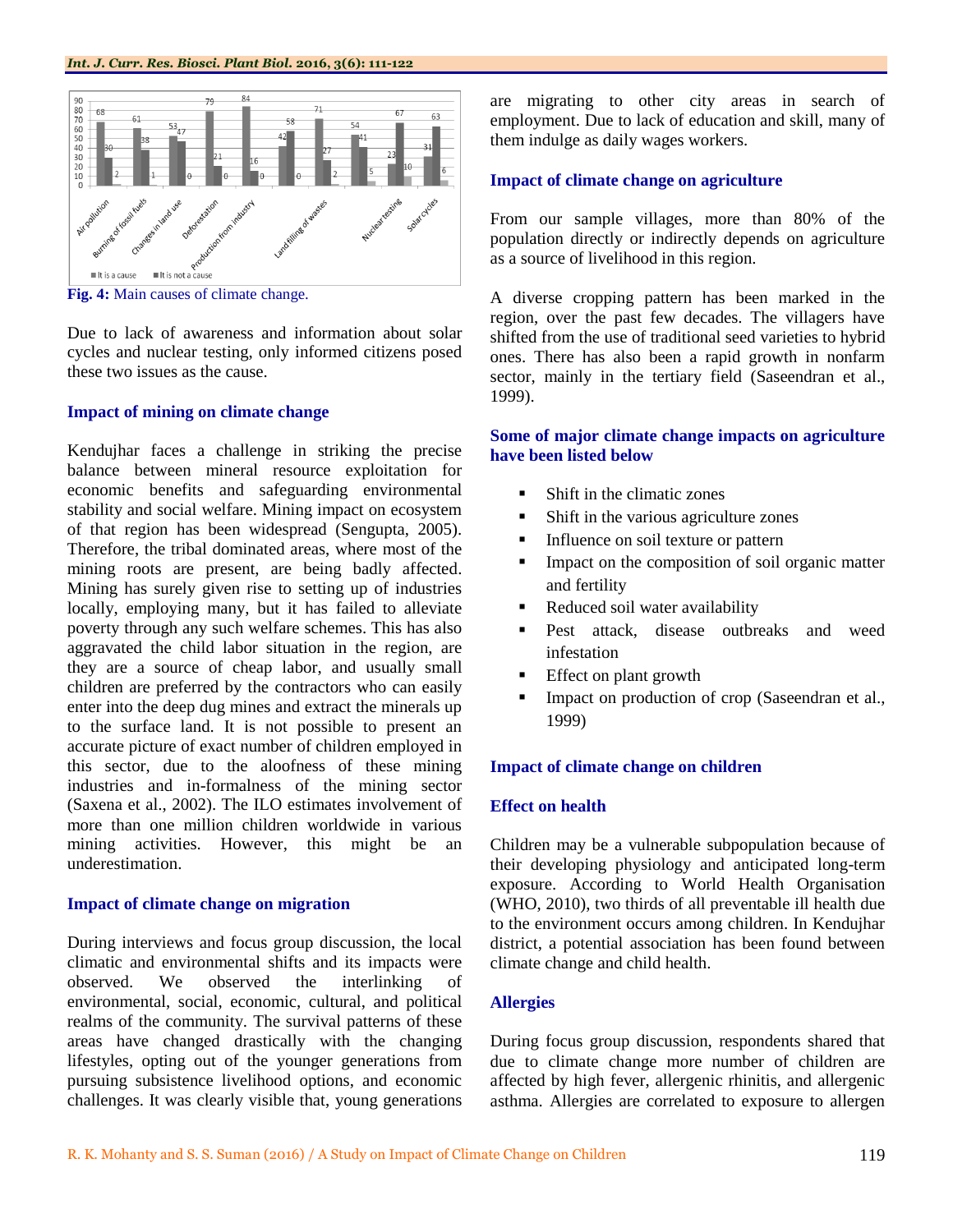**Fig. 4:** Main causes of climate change.

Due to lack of awareness and information about solar cycles and nuclear testing, only informed citizens posed these two issues as the cause.

### Impact of mining on climate change

Kendujhar faces a challenge in striking the precise balance between mineral resource exploitation for economic benefits and safeguarding environmental stability and social welfare. Mining impact on ecosystem of that region has been widespread (Sengupta, 2005). Therefore, the tribal dominated areas, where most of the mining roots are present, are being badly affected. Mining has surely given rise to setting up of industries locally, employing many, but it has failed to alleviate poverty through any such welfare schemes. This has also aggravated the child labor situation in the region, are they are a source of cheap labor, and usually small children are preferred by the contractors who can easily enter into the deep dug mines and extract the minerals up to the surface land. It is not possible to present an accurate picture of exact number of children employed in this sector, due to the aloofness of these mining industries and in-formalness of the mining sector (Saxena et al., 2002). The ILO estimates involvement of more than one million children worldwide in various mining activities. However, this might be an underestimation.

### Impact of climate change on migration

During interviews and focus group discussion, the local climatic and environmental shifts and its impacts were observed. We observed the interlinking of environmental, social, economic, cultural, and political realms of the community. The survival patterns of these areas have changed drastically with the changing lifestyles, opting out of the younger generations from pursuing subsistence livelihood options, and economic challenges. It was clearly visible that, young generations are migrating to other city areas in search of employment. Due to lack of education and skill, many of them indulge as daily wages workers.

### Impact of climate change on agriculture

From our sample villages, more than 80% of the population directly or indirectly depends on agriculture as a source of livelihood in this region.

A diverse cropping pattern has been marked in the region, over the past few decades. The villagers have shifted from the use of traditional seed varieties to hybrid ones. There has also been a rapid growth in nonfarm sector, mainly in the tertiary field (Saseendran et al., 1999).

### Some of major climate change impacts on agriculture have been listed below

- Shift in the climatic zones
- Shift in the various agriculture zones
- Influence on soil texture or pattern
- Impact on the composition of soil organic matter and fertility
- Reduced soil water availability
- Pest attack, disease outbreaks and weed infestation
- Effect on plant growth
- Impact on production of crop (Saseendran et al., 1999)

### Impact of climate change on children

### Effect on health

Children may be a vulnerable subpopulation because of their developing physiology and anticipated long-term exposure. According to World Health Organisation (WHO, 2010), two thirds of all preventable ill health due to the environment occurs among children. In Kendujhar district, a potential association has been found between climate change and child health.

### Allergies

During focus group discussion, respondents shared that due to climate change more number of children are affected by high fever, allergenic rhinitis, and allergenic asthma. Allergies are correlated to exposure to allergen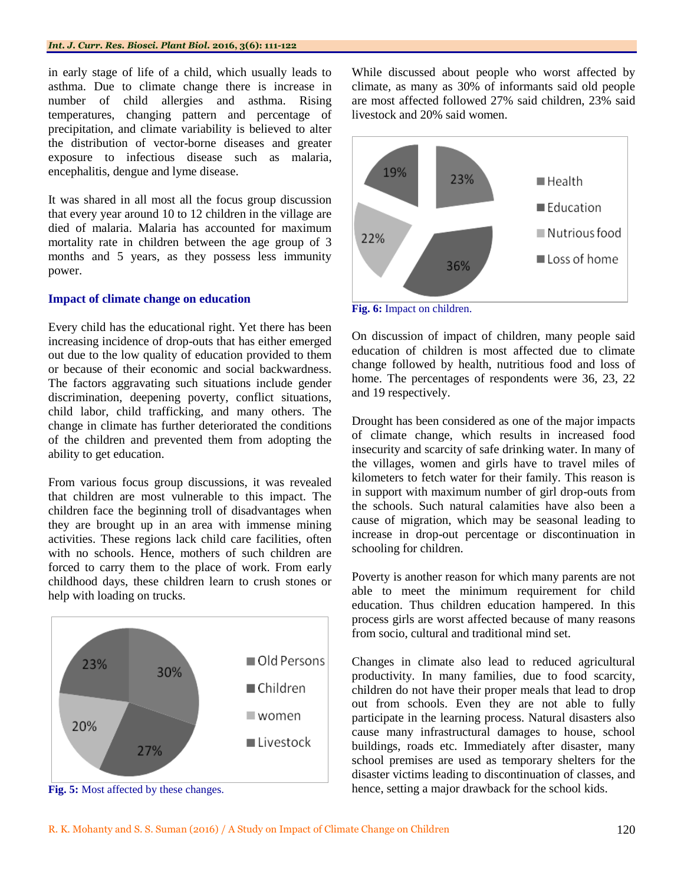in early stage of life of a child, which usually leads to asthma. Due to climate change there is increase in number of child allergies and asthma. Rising temperatures, changing pattern and percentage of precipitation, and climate variability is believed to alter the distribution of vector-borne diseases and greater exposure to infectious disease such as malaria, encephalitis, dengue and lyme disease.

It was shared in all most all the focus group discussion that every year around 10 to 12 children in the village are died of malaria. Malaria has accounted for maximum mortality rate in children between the age group of 3 months and 5 years, as they possess less immunity power.

### Impact of climate change on education

Every child has the educational right. Yet there has been increasing incidence of drop-outs that has either emerged out due to the low quality of education provided to them or because of their economic and social backwardness. The factors aggravating such situations include gender discrimination, deepening poverty, conflict situations, child labor, child trafficking, and many others. The change in climate has further deteriorated the conditions of the children and prevented them from adopting the ability to get education.

From various focus group discussions, it was revealed that children are most vulnerable to this impact. The children face the beginning troll of disadvantages when they are brought up in an area with immense mining activities. These regions lack child care facilities, often with no schools. Hence, mothers of such children are forced to carry them to the place of work. From early childhood days, these children learn to crush stones or help with loading on trucks.

**Fig. 5:** Most affected by these changes.

While discussed about people who worst affected by climate, as many as 30% of informants said old people are most affected followed 27% said children, 23% said livestock and 20% said women.

**Fig. 6:** Impact on children.

On discussion of impact of children, many people said education of children is most affected due to climate change followed by health, nutritious food and loss of home. The percentages of respondents were 36, 23, 22 and 19 respectively.

Drought has been considered as one of the major impacts of climate change, which results in increased food insecurity and scarcity of safe drinking water. In many of the villages, women and girls have to travel miles of kilometers to fetch water for their family. This reason is in support with maximum number of girl drop-outs from the schools. Such natural calamities have also been a cause of migration, which may be seasonal leading to increase in drop-out percentage or discontinuation in schooling for children.

Poverty is another reason for which many parents are not able to meet the minimum requirement for child education. Thus children education hampered. In this process girls are worst affected because of many reasons from socio, cultural and traditional mind set.

Changes in climate also lead to reduced agricultural productivity. In many families, due to food scarcity, children do not have their proper meals that lead to drop out from schools. Even they are not able to fully participate in the learning process. Natural disasters also cause many infrastructural damages to house, school buildings, roads etc. Immediately after disaster, many school premises are used as temporary shelters for the disaster victims leading to discontinuation of classes, and hence, setting a major drawback for the school kids.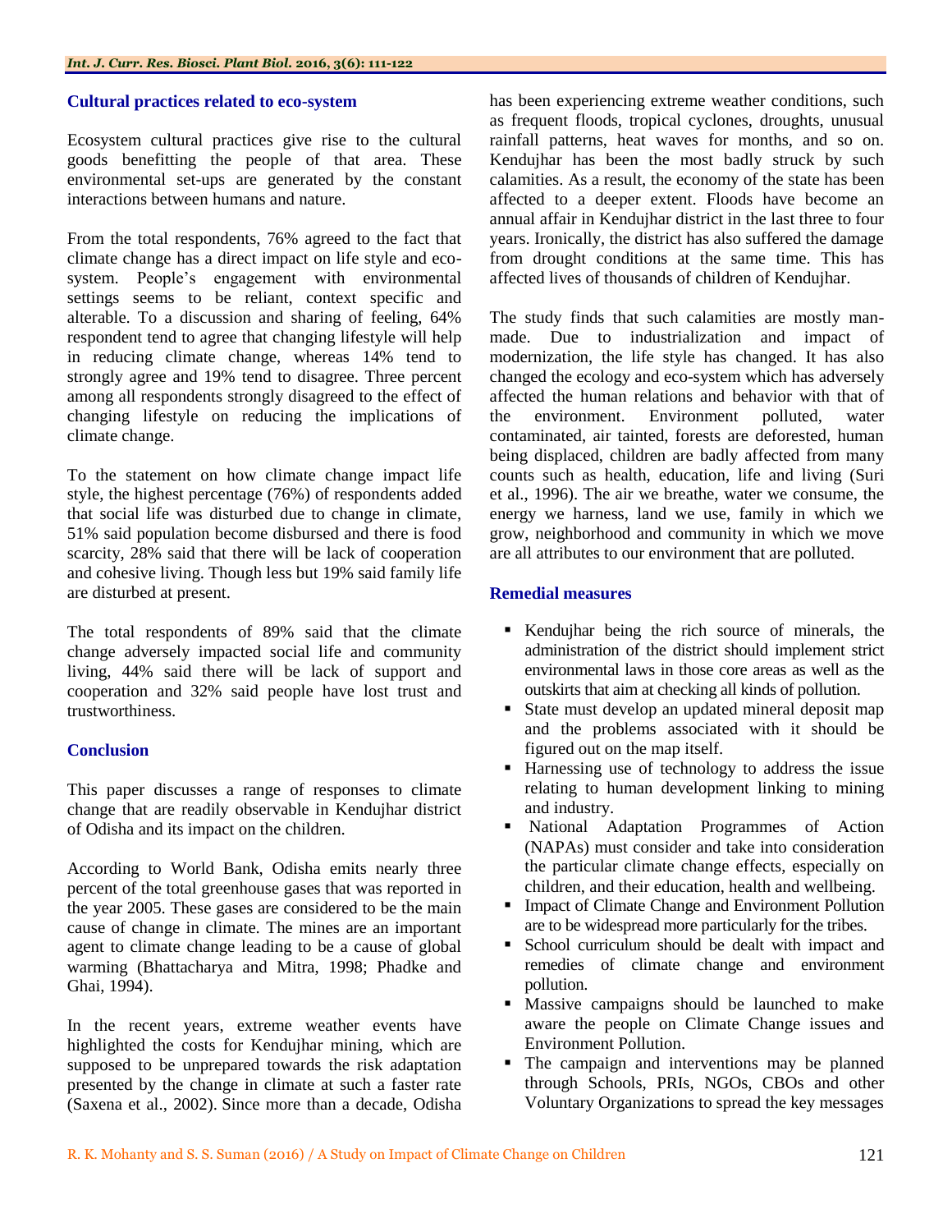### Cultural practices related to eco-system

Ecosystem cultural practices give rise to the cultural goods benefitting the people of that area. These environmental set-ups are generated by the constant interactions between humans and nature.

From the total respondents, 76% agreed to the fact that climate change has a direct impact on life style and eco-system. People's engagement with environmental settings seems to be reliant, context specific and alterable. To a discussion and sharing of feeling, 64% respondent tend to agree that changing lifestyle will help in reducing climate change, whereas 14% tend to strongly agree and 19% tend to disagree. Three percent among all respondents strongly disagreed to the effect of changing lifestyle on reducing the implications of climate change.

To the statement on how climate change impact life style, the highest percentage (76%) of respondents added that social life was disturbed due to change in climate, 51% said population become disbursed and there is food scarcity, 28% said that there will be lack of cooperation and cohesive living. Though less but 19% said family life are disturbed at present.

The total respondents of 89% said that the climate change adversely impacted social life and community living, 44% said there will be lack of support and cooperation and 32% said people have lost trust and trustworthiness.

## Conclusion

This paper discusses a range of responses to climate change that are readily observable in Kendujhar district of Odisha and its impact on the children.

According to World Bank, Odisha emits nearly three percent of the total greenhouse gases that was reported in the year 2005. These gases are considered to be the main cause of change in climate. The mines are an important agent to climate change leading to be a cause of global warming (Bhattacharya and Mitra, 1998; Phadke and Ghai, 1994).

In the recent years, extreme weather events have highlighted the costs for Kendujhar mining, which are supposed to be unprepared towards the risk adaptation presented by the change in climate at such a faster rate (Saxena et al., 2002). Since more than a decade, Odisha has been experiencing extreme weather conditions, such as frequent floods, tropical cyclones, droughts, unusual rainfall patterns, heat waves for months, and so on. Kendujhar has been the most badly struck by such calamities. As a result, the economy of the state has been affected to a deeper extent. Floods have become an annual affair in Kendujhar district in the last three to four years. Ironically, the district has also suffered the damage from drought conditions at the same time. This has affected lives of thousands of children of Kendujhar.

The study finds that such calamities are mostly man-made. Due to industrialization and impact of modernization, the life style has changed. It has also changed the ecology and eco-system which has adversely affected the human relations and behavior with that of the environment. Environment polluted, water contaminated, air tainted, forests are deforested, human being displaced, children are badly affected from many counts such as health, education, life and living (Suri et al., 1996). The air we breathe, water we consume, the energy we harness, land we use, family in which we grow, neighborhood and community in which we move are all attributes to our environment that are polluted.

### Remedial measures

- Kendujhar being the rich source of minerals, the administration of the district should implement strict environmental laws in those core areas as well as the outskirts that aim at checking all kinds of pollution.
- State must develop an updated mineral deposit map and the problems associated with it should be figured out on the map itself.
- Harnessing use of technology to address the issue relating to human development linking to mining and industry.
- National Adaptation Programmes of Action (NAPAs) must consider and take into consideration the particular climate change effects, especially on children, and their education, health and wellbeing.
- Impact of Climate Change and Environment Pollution are to be widespread more particularly for the tribes.
- School curriculum should be dealt with impact and remedies of climate change and environment pollution.
- Massive campaigns should be launched to make aware the people on Climate Change issues and Environment Pollution.
- The campaign and interventions may be planned through Schools, PRIs, NGOs, CBOs and other Voluntary Organizations to spread the key messages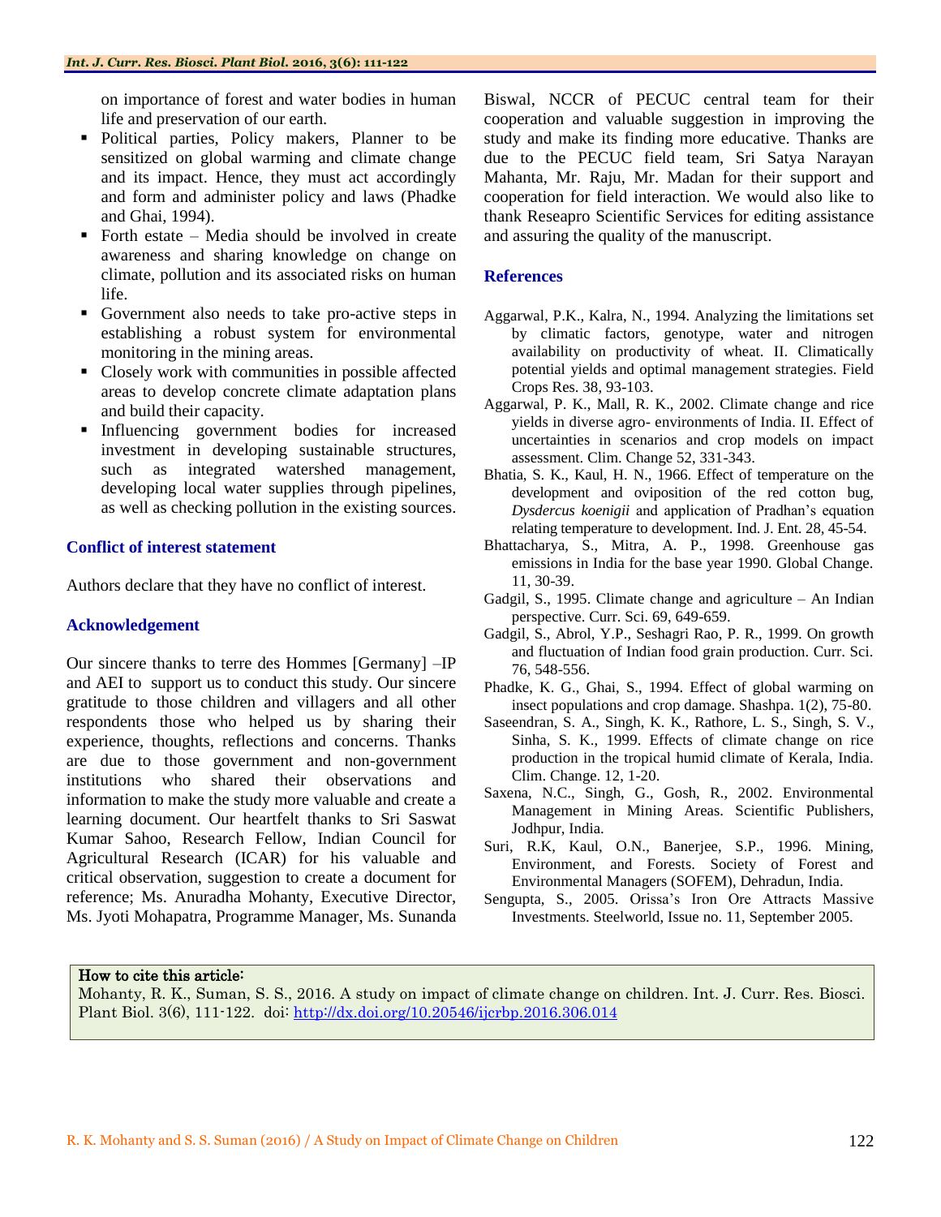on importance of forest and water bodies in human life and preservation of our earth.

- Political parties, Policy makers, Planner to be sensitized on global warming and climate change and its impact. Hence, they must act accordingly and form and administer policy and laws (Phadke and Ghai, 1994).
- Forth estate – Media should be involved in create awareness and sharing knowledge on change on climate, pollution and its associated risks on human life.
- Government also needs to take pro-active steps in establishing a robust system for environmental monitoring in the mining areas.
- Closely work with communities in possible affected areas to develop concrete climate adaptation plans and build their capacity.
- Influencing government bodies for increased investment in developing sustainable structures, such as integrated watershed management, developing local water supplies through pipelines, as well as checking pollution in the existing sources.

## Conflict of interest statement

Authors declare that they have no conflict of interest.

## Acknowledgement

Our sincere thanks to terre des Hommes [Germany] –IP and AEI to support us to conduct this study. Our sincere gratitude to those children and villagers and all other respondents those who helped us by sharing their experience, thoughts, reflections and concerns. Thanks are due to those government and non-government institutions who shared their observations and information to make the study more valuable and create a learning document. Our heartfelt thanks to Sri Saswat Kumar Sahoo, Research Fellow, Indian Council for Agricultural Research (ICAR) for his valuable and critical observation, suggestion to create a document for reference; Ms. Anuradha Mohanty, Executive Director, Ms. Jyoti Mohapatra, Programme Manager, Ms. Sunanda Biswal, NCCR of PECUC central team for their cooperation and valuable suggestion in improving the study and make its finding more educative. Thanks are due to the PECUC field team, Sri Satya Narayan Mahanta, Mr. Raju, Mr. Madan for their support and cooperation for field interaction. We would also like to thank Reseapro Scientific Services for editing assistance and assuring the quality of the manuscript.

## References

Aggarwal, P.K., Kalra, N., 1994. Analyzing the limitations set by climatic factors, genotype, water and nitrogen availability on productivity of wheat. II. Climatically potential yields and optimal management strategies. Field Crops Res. 38, 93-103.

Aggarwal, P. K., Mall, R. K., 2002. Climate change and rice yields in diverse agro- environments of India. II. Effect of uncertainties in scenarios and crop models on impact assessment. Clim. Change 52, 331-343.

Bhatia, S. K., Kaul, H. N., 1966. Effect of temperature on the development and oviposition of the red cotton bug, *Dysdercus koenigii* and application of Pradhan's equation relating temperature to development. Ind. J. Ent. 28, 45-54.

Bhattacharya, S., Mitra, A. P., 1998. Greenhouse gas emissions in India for the base year 1990. Global Change. 11, 30-39.

Gadgil, S., 1995. Climate change and agriculture – An Indian perspective. Curr. Sci. 69, 649-659.

Gadgil, S., Abrol, Y.P., Seshagri Rao, P. R., 1999. On growth and fluctuation of Indian food grain production. Curr. Sci. 76, 548-556.

Phadke, K. G., Ghai, S., 1994. Effect of global warming on insect populations and crop damage. Shashpa. 1(2), 75-80.

Saseendran, S. A., Singh, K. K., Rathore, L. S., Singh, S. V., Sinha, S. K., 1999. Effects of climate change on rice production in the tropical humid climate of Kerala, India. Clim. Change. 12, 1-20.

Saxena, N.C., Singh, G., Gosh, R., 2002. Environmental Management in Mining Areas. Scientific Publishers, Jodhpur, India.

Suri, R.K, Kaul, O.N., Banerjee, S.P., 1996. Mining, Environment, and Forests. Society of Forest and Environmental Managers (SOFEM), Dehradun, India.

Sengupta, S., 2005. Orissa's Iron Ore Attracts Massive Investments. Steelworld, Issue no. 11, September 2005.

**How to cite this article:**
Mohanty, R. K., Suman, S. S., 2016. A study on impact of climate change on children. Int. J. Curr. Res. Biosci. Plant Biol. 3(6), 111-122. doi: http://dx.doi.org/10.20546/ijcrbp.2016.306.014